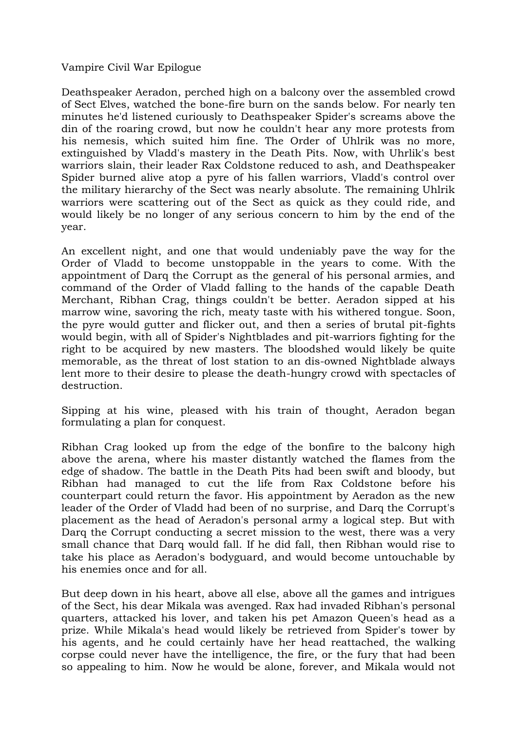# Vampire Civil War Epilogue

Deathspeaker Aeradon, perched high on a balcony over the assembled crowd of Sect Elves, watched the bone-fire burn on the sands below. For nearly ten minutes he'd listened curiously to Deathspeaker Spider's screams above the din of the roaring crowd, but now he couldn't hear any more protests from his nemesis, which suited him fine. The Order of Uhlrik was no more, extinguished by Vladd's mastery in the Death Pits. Now, with Uhrlik's best warriors slain, their leader Rax Coldstone reduced to ash, and Deathspeaker Spider burned alive atop a pyre of his fallen warriors, Vladd's control over the military hierarchy of the Sect was nearly absolute. The remaining Uhlrik warriors were scattering out of the Sect as quick as they could ride, and would likely be no longer of any serious concern to him by the end of the year.

An excellent night, and one that would undeniably pave the way for the Order of Vladd to become unstoppable in the years to come. With the appointment of Darq the Corrupt as the general of his personal armies, and command of the Order of Vladd falling to the hands of the capable Death Merchant, Ribhan Crag, things couldn't be better. Aeradon sipped at his marrow wine, savoring the rich, meaty taste with his withered tongue. Soon, the pyre would gutter and flicker out, and then a series of brutal pit-fights would begin, with all of Spider's Nightblades and pit-warriors fighting for the right to be acquired by new masters. The bloodshed would likely be quite memorable, as the threat of lost station to an dis-owned Nightblade always lent more to their desire to please the death-hungry crowd with spectacles of destruction.

Sipping at his wine, pleased with his train of thought, Aeradon began formulating a plan for conquest.

Ribhan Crag looked up from the edge of the bonfire to the balcony high above the arena, where his master distantly watched the flames from the edge of shadow. The battle in the Death Pits had been swift and bloody, but Ribhan had managed to cut the life from Rax Coldstone before his counterpart could return the favor. His appointment by Aeradon as the new leader of the Order of Vladd had been of no surprise, and Darq the Corrupt's placement as the head of Aeradon's personal army a logical step. But with Darq the Corrupt conducting a secret mission to the west, there was a very small chance that Darq would fall. If he did fall, then Ribhan would rise to take his place as Aeradon's bodyguard, and would become untouchable by his enemies once and for all.

But deep down in his heart, above all else, above all the games and intrigues of the Sect, his dear Mikala was avenged. Rax had invaded Ribhan's personal quarters, attacked his lover, and taken his pet Amazon Queen's head as a prize. While Mikala's head would likely be retrieved from Spider's tower by his agents, and he could certainly have her head reattached, the walking corpse could never have the intelligence, the fire, or the fury that had been so appealing to him. Now he would be alone, forever, and Mikala would not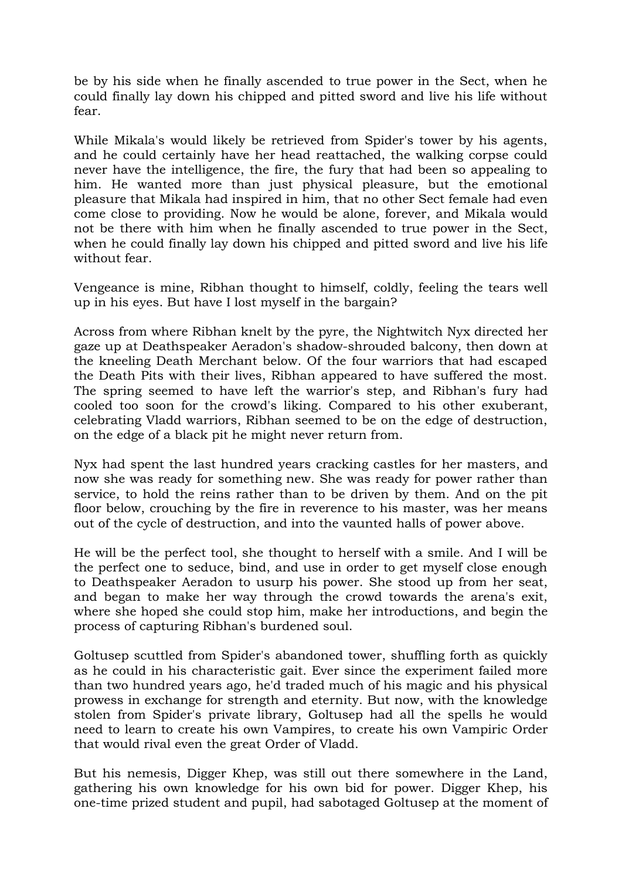be by his side when he finally ascended to true power in the Sect, when he could finally lay down his chipped and pitted sword and live his life without fear.

While Mikala's would likely be retrieved from Spider's tower by his agents, and he could certainly have her head reattached, the walking corpse could never have the intelligence, the fire, the fury that had been so appealing to him. He wanted more than just physical pleasure, but the emotional pleasure that Mikala had inspired in him, that no other Sect female had even come close to providing. Now he would be alone, forever, and Mikala would not be there with him when he finally ascended to true power in the Sect, when he could finally lay down his chipped and pitted sword and live his life without fear.

Vengeance is mine, Ribhan thought to himself, coldly, feeling the tears well up in his eyes. But have I lost myself in the bargain?

Across from where Ribhan knelt by the pyre, the Nightwitch Nyx directed her gaze up at Deathspeaker Aeradon's shadow-shrouded balcony, then down at the kneeling Death Merchant below. Of the four warriors that had escaped the Death Pits with their lives, Ribhan appeared to have suffered the most. The spring seemed to have left the warrior's step, and Ribhan's fury had cooled too soon for the crowd's liking. Compared to his other exuberant, celebrating Vladd warriors, Ribhan seemed to be on the edge of destruction, on the edge of a black pit he might never return from.

Nyx had spent the last hundred years cracking castles for her masters, and now she was ready for something new. She was ready for power rather than service, to hold the reins rather than to be driven by them. And on the pit floor below, crouching by the fire in reverence to his master, was her means out of the cycle of destruction, and into the vaunted halls of power above.

He will be the perfect tool, she thought to herself with a smile. And I will be the perfect one to seduce, bind, and use in order to get myself close enough to Deathspeaker Aeradon to usurp his power. She stood up from her seat, and began to make her way through the crowd towards the arena's exit, where she hoped she could stop him, make her introductions, and begin the process of capturing Ribhan's burdened soul.

Goltusep scuttled from Spider's abandoned tower, shuffling forth as quickly as he could in his characteristic gait. Ever since the experiment failed more than two hundred years ago, he'd traded much of his magic and his physical prowess in exchange for strength and eternity. But now, with the knowledge stolen from Spider's private library, Goltusep had all the spells he would need to learn to create his own Vampires, to create his own Vampiric Order that would rival even the great Order of Vladd.

But his nemesis, Digger Khep, was still out there somewhere in the Land, gathering his own knowledge for his own bid for power. Digger Khep, his one-time prized student and pupil, had sabotaged Goltusep at the moment of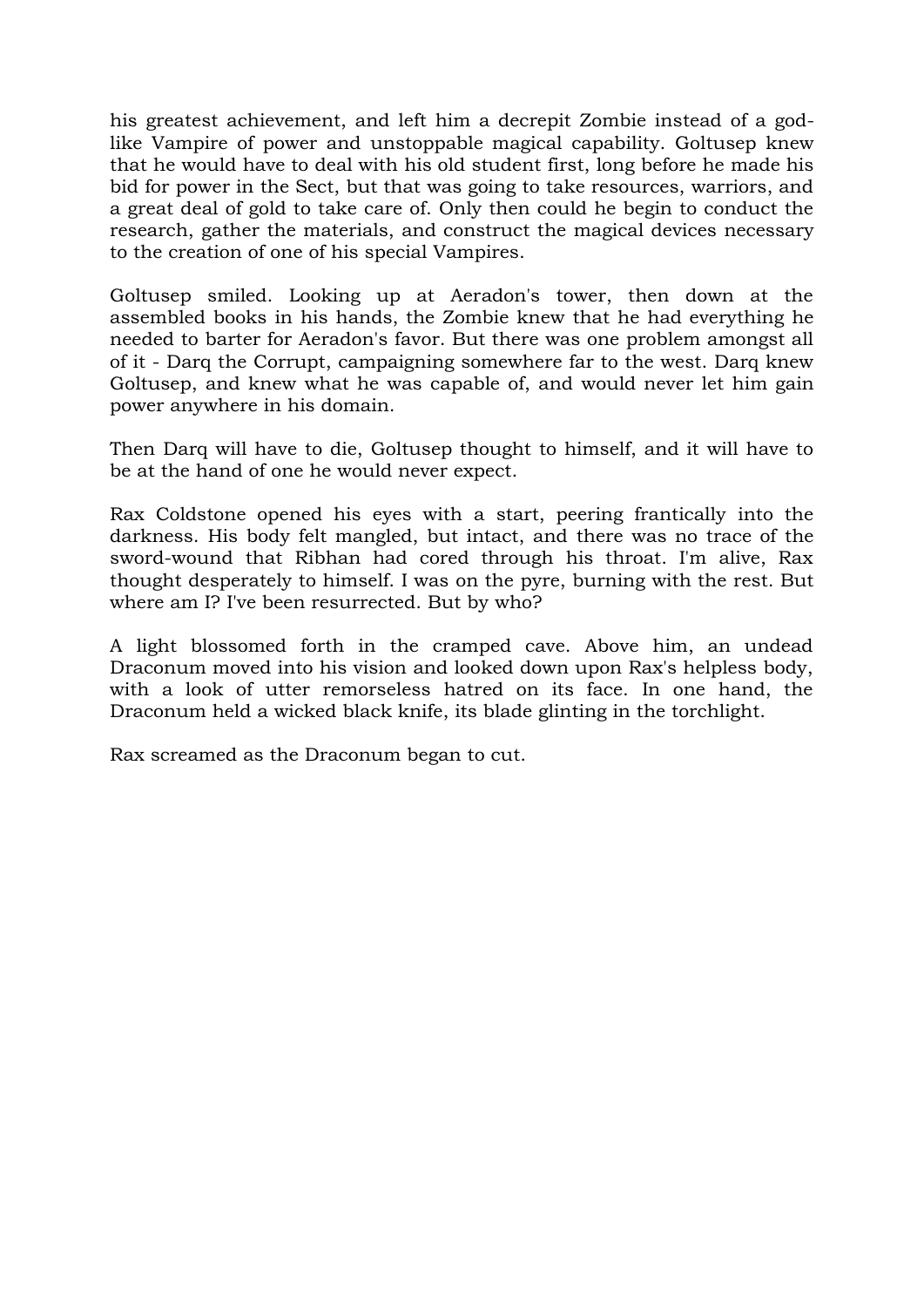his greatest achievement, and left him a decrepit Zombie instead of a god-like Vampire of power and unstoppable magical capability. Goltusep knew that he would have to deal with his old student first, long before he made his bid for power in the Sect, but that was going to take resources, warriors, and a great deal of gold to take care of. Only then could he begin to conduct the research, gather the materials, and construct the magical devices necessary to the creation of one of his special Vampires.

Goltusep smiled. Looking up at Aeradon's tower, then down at the assembled books in his hands, the Zombie knew that he had everything he needed to barter for Aeradon's favor. But there was one problem amongst all of it - Darq the Corrupt, campaigning somewhere far to the west. Darq knew Goltusep, and knew what he was capable of, and would never let him gain power anywhere in his domain.

Then Darq will have to die, Goltusep thought to himself, and it will have to be at the hand of one he would never expect.

Rax Coldstone opened his eyes with a start, peering frantically into the darkness. His body felt mangled, but intact, and there was no trace of the sword-wound that Ribhan had cored through his throat. I'm alive, Rax thought desperately to himself. I was on the pyre, burning with the rest. But where am I? I've been resurrected. But by who?

A light blossomed forth in the cramped cave. Above him, an undead Draconum moved into his vision and looked down upon Rax's helpless body, with a look of utter remorseless hatred on its face. In one hand, the Draconum held a wicked black knife, its blade glinting in the torchlight.

Rax screamed as the Draconum began to cut.